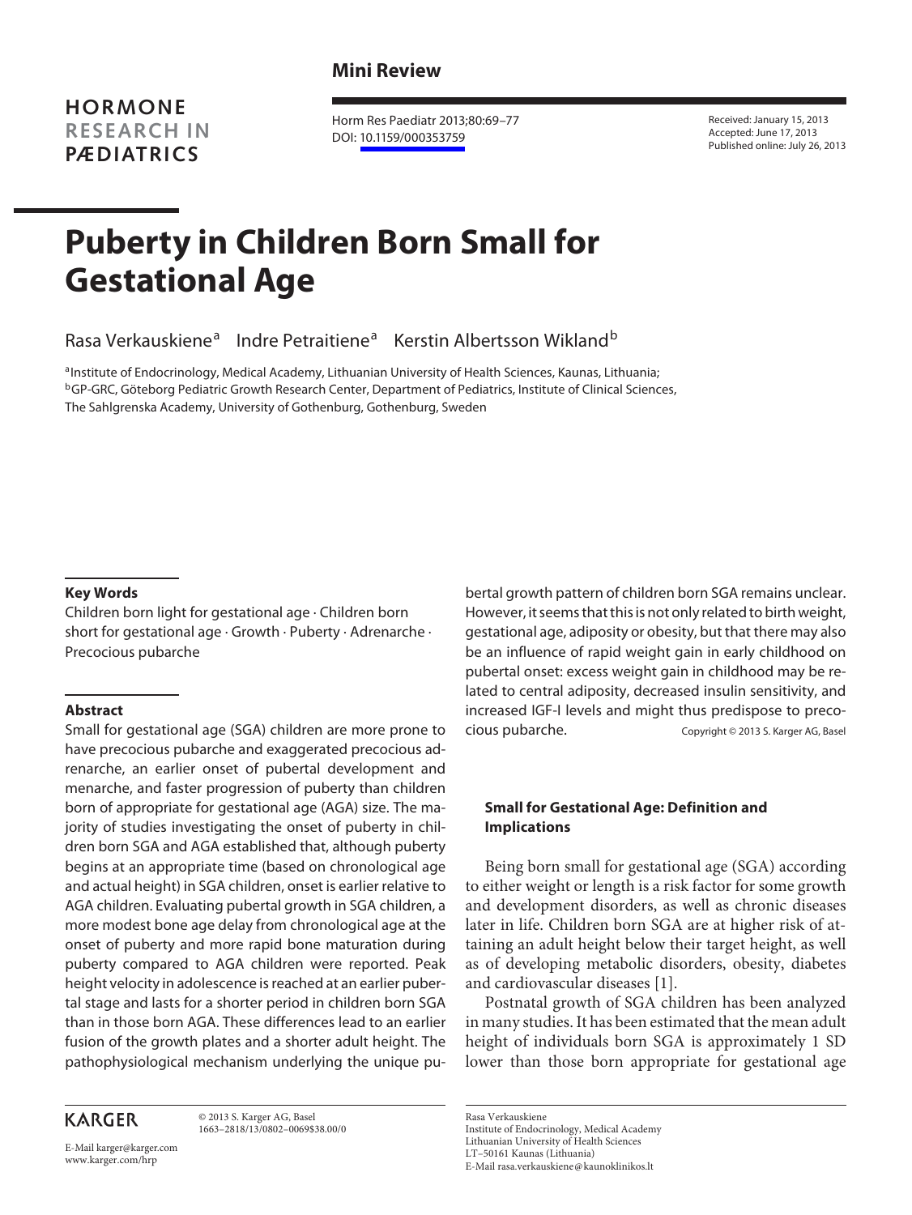**Mini Review**

**HORMONE RESEARCH IN PÆDIATRICS**

Horm Res Paediatr 2013;80:69–77
DOI: 10.1159/000353759

Received: January 15, 2013
Accepted: June 17, 2013
Published online: July 26, 2013

# Puberty in Children Born Small for Gestational Age

Rasa Verkauskiene[a] Indre Petraitiene[a] Kerstin Albertsson Wikland[b]

[a]Institute of Endocrinology, Medical Academy, Lithuanian University of Health Sciences, Kaunas, Lithuania; [b]GP-GRC, Göteborg Pediatric Growth Research Center, Department of Pediatrics, Institute of Clinical Sciences, The Sahlgrenska Academy, University of Gothenburg, Gothenburg, Sweden

### Key Words

Children born light for gestational age · Children born short for gestational age · Growth · Puberty · Adrenarche · Precocious pubarche

### Abstract

Small for gestational age (SGA) children are more prone to have precocious pubarche and exaggerated precocious adrenarche, an earlier onset of pubertal development and menarche, and faster progression of puberty than children born of appropriate for gestational age (AGA) size. The majority of studies investigating the onset of puberty in children born SGA and AGA established that, although puberty begins at an appropriate time (based on chronological age and actual height) in SGA children, onset is earlier relative to AGA children. Evaluating pubertal growth in SGA children, a more modest bone age delay from chronological age at the onset of puberty and more rapid bone maturation during puberty compared to AGA children were reported. Peak height velocity in adolescence is reached at an earlier pubertal stage and lasts for a shorter period in children born SGA than in those born AGA. These differences lead to an earlier fusion of the growth plates and a shorter adult height. The pathophysiological mechanism underlying the unique pubertal growth pattern of children born SGA remains unclear. However, it seems that this is not only related to birth weight, gestational age, adiposity or obesity, but that there may also be an influence of rapid weight gain in early childhood on pubertal onset: excess weight gain in childhood may be related to central adiposity, decreased insulin sensitivity, and increased IGF-I levels and might thus predispose to precocious pubarche.

Copyright © 2013 S. Karger AG, Basel

### Small for Gestational Age: Definition and Implications

Being born small for gestational age (SGA) according to either weight or length is a risk factor for some growth and development disorders, as well as chronic diseases later in life. Children born SGA are at higher risk of attaining an adult height below their target height, as well as of developing metabolic disorders, obesity, diabetes and cardiovascular diseases [1].

Postnatal growth of SGA children has been analyzed in many studies. It has been estimated that the mean adult height of individuals born SGA is approximately 1 SD lower than those born appropriate for gestational age

KARGER

© 2013 S. Karger AG, Basel
1663–2818/13/0802–0069$38.00/0

E-Mail karger@karger.com
www.karger.com/hrp

Rasa Verkauskiene
Institute of Endocrinology, Medical Academy
Lithuanian University of Health Sciences
LT–50161 Kaunas (Lithuania)
E-Mail rasa.verkauskiene@kaunoklinikos.lt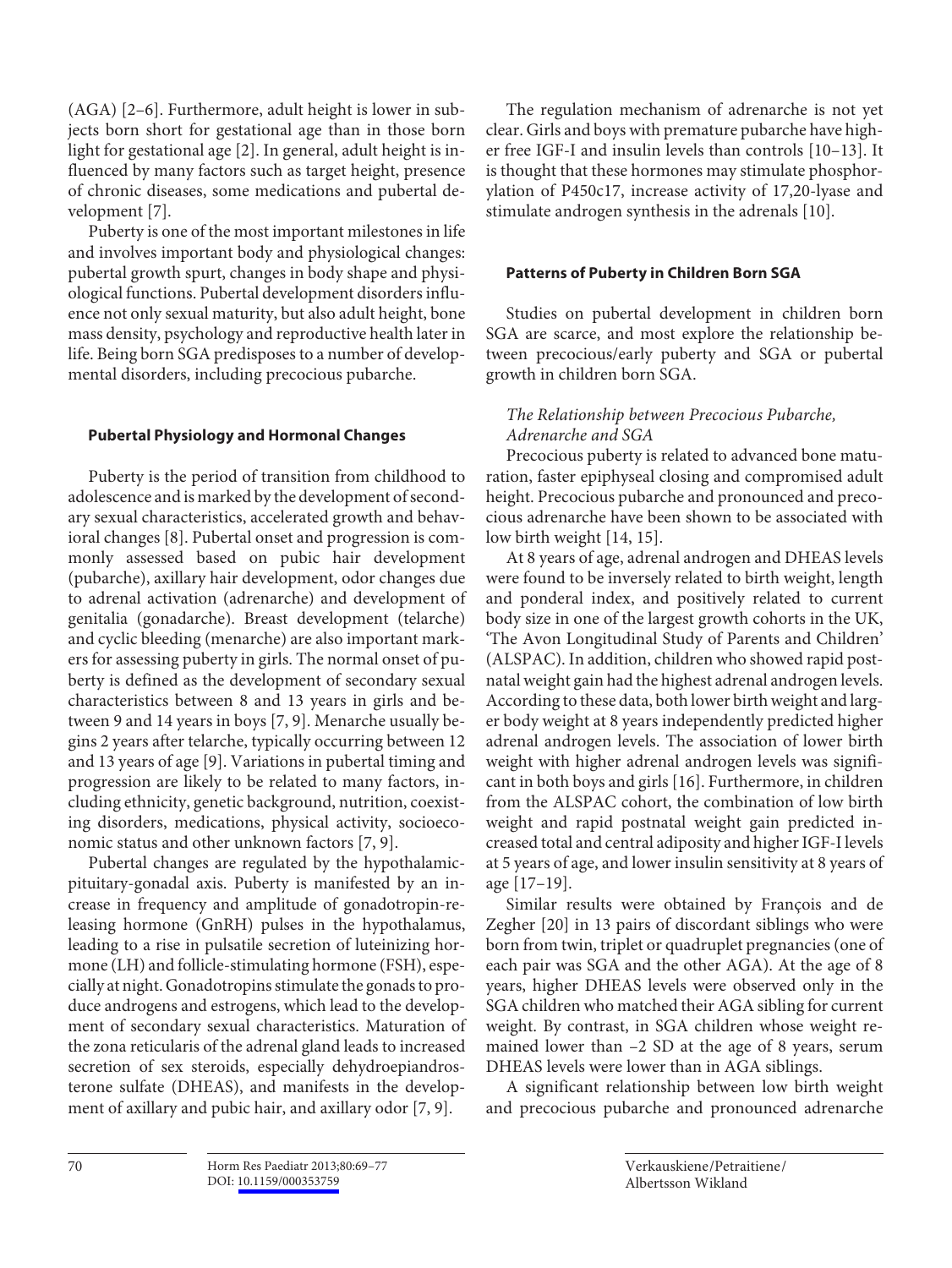(AGA) [2–6]. Furthermore, adult height is lower in subjects born short for gestational age than in those born light for gestational age [2]. In general, adult height is influenced by many factors such as target height, presence of chronic diseases, some medications and pubertal development [7].

Puberty is one of the most important milestones in life and involves important body and physiological changes: pubertal growth spurt, changes in body shape and physiological functions. Pubertal development disorders influence not only sexual maturity, but also adult height, bone mass density, psychology and reproductive health later in life. Being born SGA predisposes to a number of developmental disorders, including precocious pubarche.

## Pubertal Physiology and Hormonal Changes

Puberty is the period of transition from childhood to adolescence and is marked by the development of secondary sexual characteristics, accelerated growth and behavioral changes [8]. Pubertal onset and progression is commonly assessed based on pubic hair development (pubarche), axillary hair development, odor changes due to adrenal activation (adrenarche) and development of genitalia (gonadarche). Breast development (telarche) and cyclic bleeding (menarche) are also important markers for assessing puberty in girls. The normal onset of puberty is defined as the development of secondary sexual characteristics between 8 and 13 years in girls and between 9 and 14 years in boys [7, 9]. Menarche usually begins 2 years after telarche, typically occurring between 12 and 13 years of age [9]. Variations in pubertal timing and progression are likely to be related to many factors, including ethnicity, genetic background, nutrition, coexisting disorders, medications, physical activity, socioeconomic status and other unknown factors [7, 9].

Pubertal changes are regulated by the hypothalamic-pituitary-gonadal axis. Puberty is manifested by an increase in frequency and amplitude of gonadotropin-releasing hormone (GnRH) pulses in the hypothalamus, leading to a rise in pulsatile secretion of luteinizing hormone (LH) and follicle-stimulating hormone (FSH), especially at night. Gonadotropins stimulate the gonads to produce androgens and estrogens, which lead to the development of secondary sexual characteristics. Maturation of the zona reticularis of the adrenal gland leads to increased secretion of sex steroids, especially dehydroepiandrosterone sulfate (DHEAS), and manifests in the development of axillary and pubic hair, and axillary odor [7, 9].

The regulation mechanism of adrenarche is not yet clear. Girls and boys with premature pubarche have higher free IGF-I and insulin levels than controls [10–13]. It is thought that these hormones may stimulate phosphorylation of P450c17, increase activity of 17,20-lyase and stimulate androgen synthesis in the adrenals [10].

## Patterns of Puberty in Children Born SGA

Studies on pubertal development in children born SGA are scarce, and most explore the relationship between precocious/early puberty and SGA or pubertal growth in children born SGA.

### *The Relationship between Precocious Pubarche, Adrenarche and SGA*

Precocious puberty is related to advanced bone maturation, faster epiphyseal closing and compromised adult height. Precocious pubarche and pronounced and precocious adrenarche have been shown to be associated with low birth weight [14, 15].

At 8 years of age, adrenal androgen and DHEAS levels were found to be inversely related to birth weight, length and ponderal index, and positively related to current body size in one of the largest growth cohorts in the UK, 'The Avon Longitudinal Study of Parents and Children' (ALSPAC). In addition, children who showed rapid postnatal weight gain had the highest adrenal androgen levels. According to these data, both lower birth weight and larger body weight at 8 years independently predicted higher adrenal androgen levels. The association of lower birth weight with higher adrenal androgen levels was significant in both boys and girls [16]. Furthermore, in children from the ALSPAC cohort, the combination of low birth weight and rapid postnatal weight gain predicted increased total and central adiposity and higher IGF-I levels at 5 years of age, and lower insulin sensitivity at 8 years of age [17–19].

Similar results were obtained by François and de Zegher [20] in 13 pairs of discordant siblings who were born from twin, triplet or quadruplet pregnancies (one of each pair was SGA and the other AGA). At the age of 8 years, higher DHEAS levels were observed only in the SGA children who matched their AGA sibling for current weight. By contrast, in SGA children whose weight remained lower than –2 SD at the age of 8 years, serum DHEAS levels were lower than in AGA siblings.

A significant relationship between low birth weight and precocious pubarche and pronounced adrenarche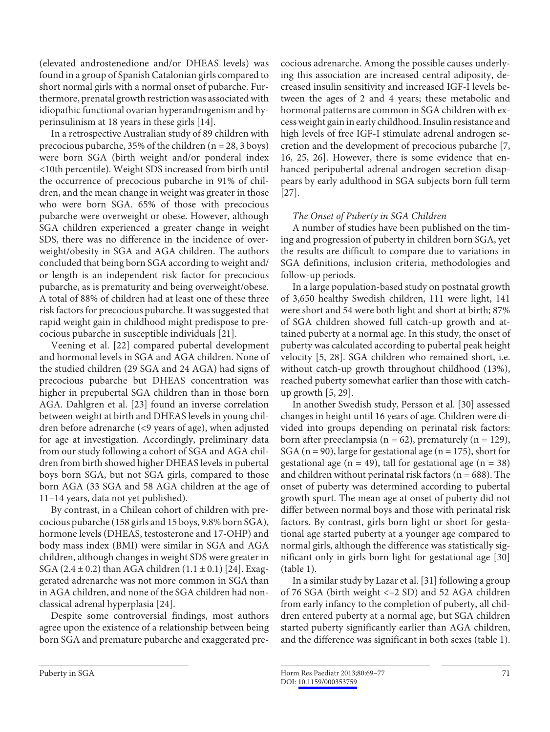(elevated androstenedione and/or DHEAS levels) was found in a group of Spanish Catalonian girls compared to short normal girls with a normal onset of pubarche. Furthermore, prenatal growth restriction was associated with idiopathic functional ovarian hyperandrogenism and hyperinsulinism at 18 years in these girls [14].

In a retrospective Australian study of 89 children with precocious pubarche, 35% of the children (n = 28, 3 boys) were born SGA (birth weight and/or ponderal index <10th percentile). Weight SDS increased from birth until the occurrence of precocious pubarche in 91% of children, and the mean change in weight was greater in those who were born SGA. 65% of those with precocious pubarche were overweight or obese. However, although SGA children experienced a greater change in weight SDS, there was no difference in the incidence of overweight/obesity in SGA and AGA children. The authors concluded that being born SGA according to weight and/or length is an independent risk factor for precocious pubarche, as is prematurity and being overweight/obese. A total of 88% of children had at least one of these three risk factors for precocious pubarche. It was suggested that rapid weight gain in childhood might predispose to precocious pubarche in susceptible individuals [21].

Veening et al. [22] compared pubertal development and hormonal levels in SGA and AGA children. None of the studied children (29 SGA and 24 AGA) had signs of precocious pubarche but DHEAS concentration was higher in prepubertal SGA children than in those born AGA. Dahlgren et al. [23] found an inverse correlation between weight at birth and DHEAS levels in young children before adrenarche (<9 years of age), when adjusted for age at investigation. Accordingly, preliminary data from our study following a cohort of SGA and AGA children from birth showed higher DHEAS levels in pubertal boys born SGA, but not SGA girls, compared to those born AGA (33 SGA and 58 AGA children at the age of 11–14 years, data not yet published).

By contrast, in a Chilean cohort of children with precocious pubarche (158 girls and 15 boys, 9.8% born SGA), hormone levels (DHEAS, testosterone and 17-OHP) and body mass index (BMI) were similar in SGA and AGA children, although changes in weight SDS were greater in SGA (2.4 ± 0.2) than AGA children (1.1 ± 0.1) [24]. Exaggerated adrenarche was not more common in SGA than in AGA children, and none of the SGA children had nonclassical adrenal hyperplasia [24].

Despite some controversial findings, most authors agree upon the existence of a relationship between being born SGA and premature pubarche and exaggerated precocious adrenarche. Among the possible causes underlying this association are increased central adiposity, decreased insulin sensitivity and increased IGF-I levels between the ages of 2 and 4 years; these metabolic and hormonal patterns are common in SGA children with excess weight gain in early childhood. Insulin resistance and high levels of free IGF-I stimulate adrenal androgen secretion and the development of precocious pubarche [7, 16, 25, 26]. However, there is some evidence that enhanced peripubertal adrenal androgen secretion disappears by early adulthood in SGA subjects born full term [27].

*The Onset of Puberty in SGA Children*

A number of studies have been published on the timing and progression of puberty in children born SGA, yet the results are difficult to compare due to variations in SGA definitions, inclusion criteria, methodologies and follow-up periods.

In a large population-based study on postnatal growth of 3,650 healthy Swedish children, 111 were light, 141 were short and 54 were both light and short at birth; 87% of SGA children showed full catch-up growth and attained puberty at a normal age. In this study, the onset of puberty was calculated according to pubertal peak height velocity [5, 28]. SGA children who remained short, i.e. without catch-up growth throughout childhood (13%), reached puberty somewhat earlier than those with catch-up growth [5, 29].

In another Swedish study, Persson et al. [30] assessed changes in height until 16 years of age. Children were divided into groups depending on perinatal risk factors: born after preeclampsia (n = 62), prematurely (n = 129), SGA (n = 90), large for gestational age (n = 175), short for gestational age (n = 49), tall for gestational age (n = 38) and children without perinatal risk factors (n = 688). The onset of puberty was determined according to pubertal growth spurt. The mean age at onset of puberty did not differ between normal boys and those with perinatal risk factors. By contrast, girls born light or short for gestational age started puberty at a younger age compared to normal girls, although the difference was statistically significant only in girls born light for gestational age [30] (table 1).

In a similar study by Lazar et al. [31] following a group of 76 SGA (birth weight <–2 SD) and 52 AGA children from early infancy to the completion of puberty, all children entered puberty at a normal age, but SGA children started puberty significantly earlier than AGA children, and the difference was significant in both sexes (table 1).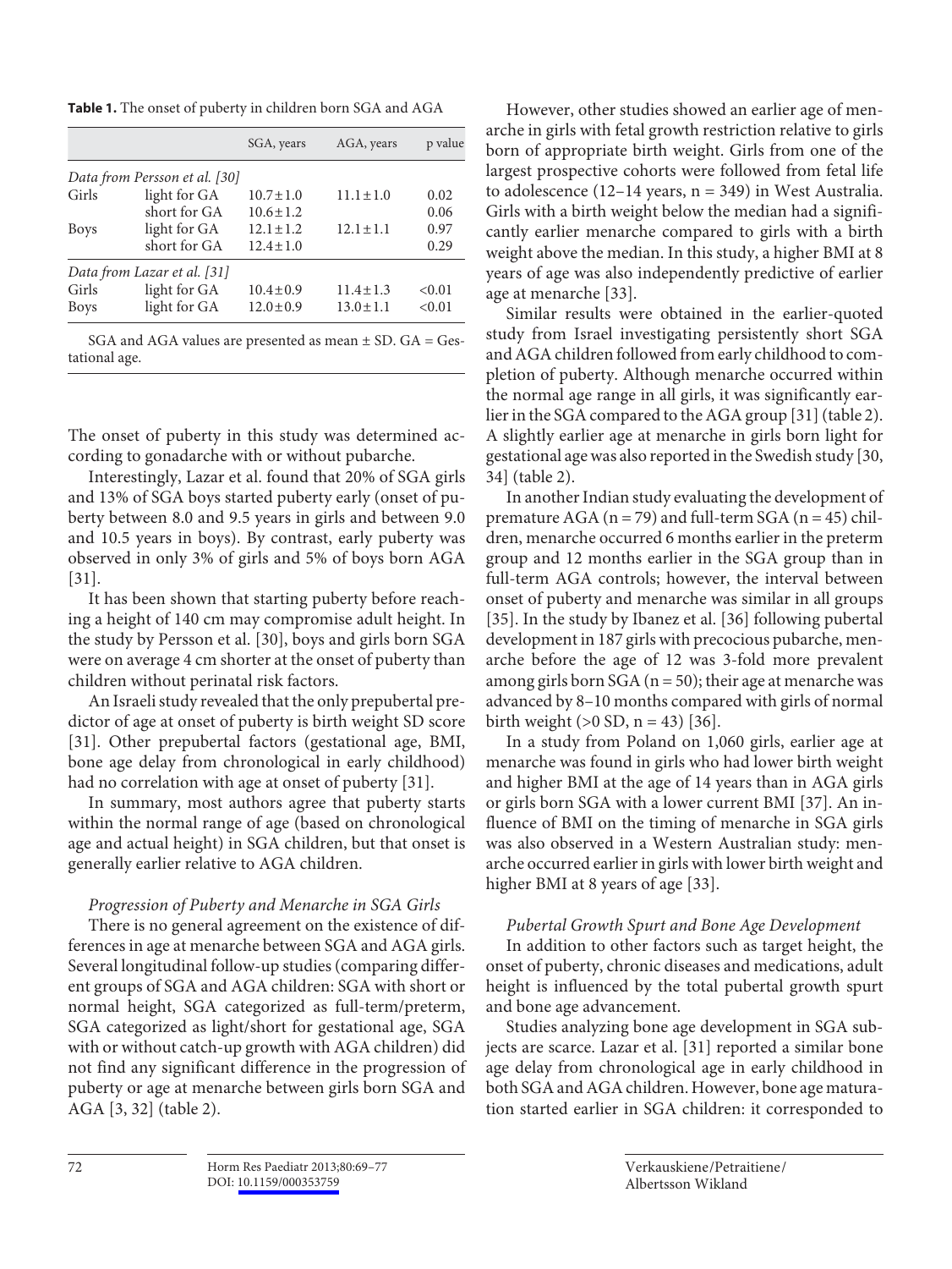**Table 1.** The onset of puberty in children born SGA and AGA

| | | SGA, years | AGA, years | p value |
|---|---|---|---|---|
| *Data from Persson et al. [30]* | | | | |
| Girls | light for GA | 10.7 ± 1.0 | 11.1 ± 1.0 | 0.02 |
| | short for GA | 10.6 ± 1.2 | | 0.06 |
| Boys | light for GA | 12.1 ± 1.2 | 12.1 ± 1.1 | 0.97 |
| | short for GA | 12.4 ± 1.0 | | 0.29 |
| *Data from Lazar et al. [31]* | | | | |
| Girls | light for GA | 10.4 ± 0.9 | 11.4 ± 1.3 | <0.01 |
| Boys | light for GA | 12.0 ± 0.9 | 13.0 ± 1.1 | <0.01 |

SGA and AGA values are presented as mean ± SD. GA = Gestational age.

The onset of puberty in this study was determined according to gonadarche with or without pubarche.

Interestingly, Lazar et al. found that 20% of SGA girls and 13% of SGA boys started puberty early (onset of puberty between 8.0 and 9.5 years in girls and between 9.0 and 10.5 years in boys). By contrast, early puberty was observed in only 3% of girls and 5% of boys born AGA [31].

It has been shown that starting puberty before reaching a height of 140 cm may compromise adult height. In the study by Persson et al. [30], boys and girls born SGA were on average 4 cm shorter at the onset of puberty than children without perinatal risk factors.

An Israeli study revealed that the only prepubertal predictor of age at onset of puberty is birth weight SD score [31]. Other prepubertal factors (gestational age, BMI, bone age delay from chronological in early childhood) had no correlation with age at onset of puberty [31].

In summary, most authors agree that puberty starts within the normal range of age (based on chronological age and actual height) in SGA children, but that onset is generally earlier relative to AGA children.

*Progression of Puberty and Menarche in SGA Girls*

There is no general agreement on the existence of differences in age at menarche between SGA and AGA girls. Several longitudinal follow-up studies (comparing different groups of SGA and AGA children: SGA with short or normal height, SGA categorized as full-term/preterm, SGA categorized as light/short for gestational age, SGA with or without catch-up growth with AGA children) did not find any significant difference in the progression of puberty or age at menarche between girls born SGA and AGA [3, 32] (table 2).

However, other studies showed an earlier age of menarche in girls with fetal growth restriction relative to girls born of appropriate birth weight. Girls from one of the largest prospective cohorts were followed from fetal life to adolescence (12–14 years, n = 349) in West Australia. Girls with a birth weight below the median had a significantly earlier menarche compared to girls with a birth weight above the median. In this study, a higher BMI at 8 years of age was also independently predictive of earlier age at menarche [33].

Similar results were obtained in the earlier-quoted study from Israel investigating persistently short SGA and AGA children followed from early childhood to completion of puberty. Although menarche occurred within the normal age range in all girls, it was significantly earlier in the SGA compared to the AGA group [31] (table 2). A slightly earlier age at menarche in girls born light for gestational age was also reported in the Swedish study [30, 34] (table 2).

In another Indian study evaluating the development of premature AGA (n = 79) and full-term SGA (n = 45) children, menarche occurred 6 months earlier in the preterm group and 12 months earlier in the SGA group than in full-term AGA controls; however, the interval between onset of puberty and menarche was similar in all groups [35]. In the study by Ibanez et al. [36] following pubertal development in 187 girls with precocious pubarche, menarche before the age of 12 was 3-fold more prevalent among girls born SGA (n = 50); their age at menarche was advanced by 8–10 months compared with girls of normal birth weight (>0 SD, n = 43) [36].

In a study from Poland on 1,060 girls, earlier age at menarche was found in girls who had lower birth weight and higher BMI at the age of 14 years than in AGA girls or girls born SGA with a lower current BMI [37]. An influence of BMI on the timing of menarche in SGA girls was also observed in a Western Australian study: menarche occurred earlier in girls with lower birth weight and higher BMI at 8 years of age [33].

*Pubertal Growth Spurt and Bone Age Development*

In addition to other factors such as target height, the onset of puberty, chronic diseases and medications, adult height is influenced by the total pubertal growth spurt and bone age advancement.

Studies analyzing bone age development in SGA subjects are scarce. Lazar et al. [31] reported a similar bone age delay from chronological age in early childhood in both SGA and AGA children. However, bone age maturation started earlier in SGA children: it corresponded to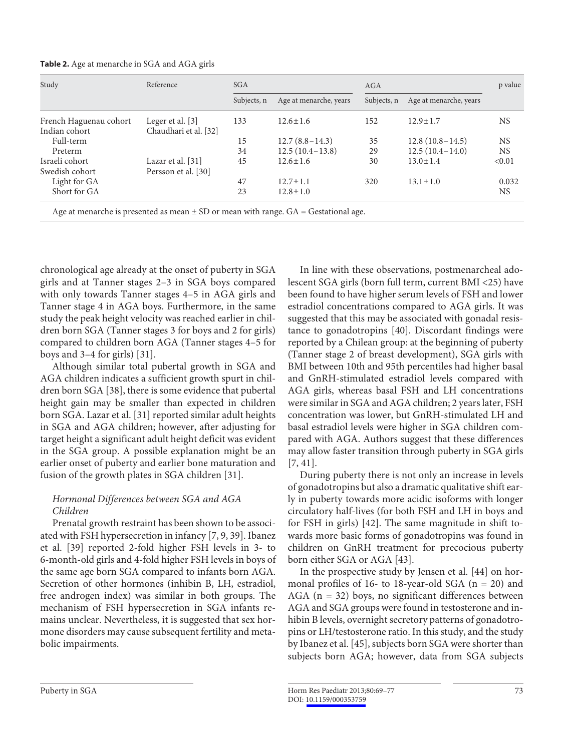**Table 2.** Age at menarche in SGA and AGA girls

| Study | Reference | SGA | | AGA | | p value |
|---|---|---|---|---|---|---|
| | | Subjects, n | Age at menarche, years | Subjects, n | Age at menarche, years | |
| French Haguenau cohort | Leger et al. [3] | 133 | 12.6 ± 1.6 | 152 | 12.9 ± 1.7 | NS |
| Indian cohort | Chaudhari et al. [32] | | | | | |
| Full-term | | 15 | 12.7 (8.8–14.3) | 35 | 12.8 (10.8–14.5) | NS |
| Preterm | | 34 | 12.5 (10.4–13.8) | 29 | 12.5 (10.4–14.0) | NS |
| Israeli cohort | Lazar et al. [31] | 45 | 12.6 ± 1.6 | 30 | 13.0 ± 1.4 | <0.01 |
| Swedish cohort | Persson et al. [30] | | | | | |
| Light for GA | | 47 | 12.7 ± 1.1 | 320 | 13.1 ± 1.0 | 0.032 |
| Short for GA | | 23 | 12.8 ± 1.0 | | | NS |

Age at menarche is presented as mean ± SD or mean with range. GA = Gestational age.

chronological age already at the onset of puberty in SGA girls and at Tanner stages 2–3 in SGA boys compared with only towards Tanner stages 4–5 in AGA girls and Tanner stage 4 in AGA boys. Furthermore, in the same study the peak height velocity was reached earlier in children born SGA (Tanner stages 3 for boys and 2 for girls) compared to children born AGA (Tanner stages 4–5 for boys and 3–4 for girls) [31].

Although similar total pubertal growth in SGA and AGA children indicates a sufficient growth spurt in children born SGA [38], there is some evidence that pubertal height gain may be smaller than expected in children born SGA. Lazar et al. [31] reported similar adult heights in SGA and AGA children; however, after adjusting for target height a significant adult height deficit was evident in the SGA group. A possible explanation might be an earlier onset of puberty and earlier bone maturation and fusion of the growth plates in SGA children [31].

*Hormonal Differences between SGA and AGA Children*

Prenatal growth restraint has been shown to be associated with FSH hypersecretion in infancy [7, 9, 39]. Ibanez et al. [39] reported 2-fold higher FSH levels in 3- to 6-month-old girls and 4-fold higher FSH levels in boys of the same age born SGA compared to infants born AGA. Secretion of other hormones (inhibin B, LH, estradiol, free androgen index) was similar in both groups. The mechanism of FSH hypersecretion in SGA infants remains unclear. Nevertheless, it is suggested that sex hormone disorders may cause subsequent fertility and metabolic impairments.

In line with these observations, postmenarcheal adolescent SGA girls (born full term, current BMI <25) have been found to have higher serum levels of FSH and lower estradiol concentrations compared to AGA girls. It was suggested that this may be associated with gonadal resistance to gonadotropins [40]. Discordant findings were reported by a Chilean group: at the beginning of puberty (Tanner stage 2 of breast development), SGA girls with BMI between 10th and 95th percentiles had higher basal and GnRH-stimulated estradiol levels compared with AGA girls, whereas basal FSH and LH concentrations were similar in SGA and AGA children; 2 years later, FSH concentration was lower, but GnRH-stimulated LH and basal estradiol levels were higher in SGA children compared with AGA. Authors suggest that these differences may allow faster transition through puberty in SGA girls [7, 41].

During puberty there is not only an increase in levels of gonadotropins but also a dramatic qualitative shift early in puberty towards more acidic isoforms with longer circulatory half-lives (for both FSH and LH in boys and for FSH in girls) [42]. The same magnitude in shift towards more basic forms of gonadotropins was found in children on GnRH treatment for precocious puberty born either SGA or AGA [43].

In the prospective study by Jensen et al. [44] on hormonal profiles of 16- to 18-year-old SGA (n = 20) and AGA (n = 32) boys, no significant differences between AGA and SGA groups were found in testosterone and inhibin B levels, overnight secretory patterns of gonadotropins or LH/testosterone ratio. In this study, and the study by Ibanez et al. [45], subjects born SGA were shorter than subjects born AGA; however, data from SGA subjects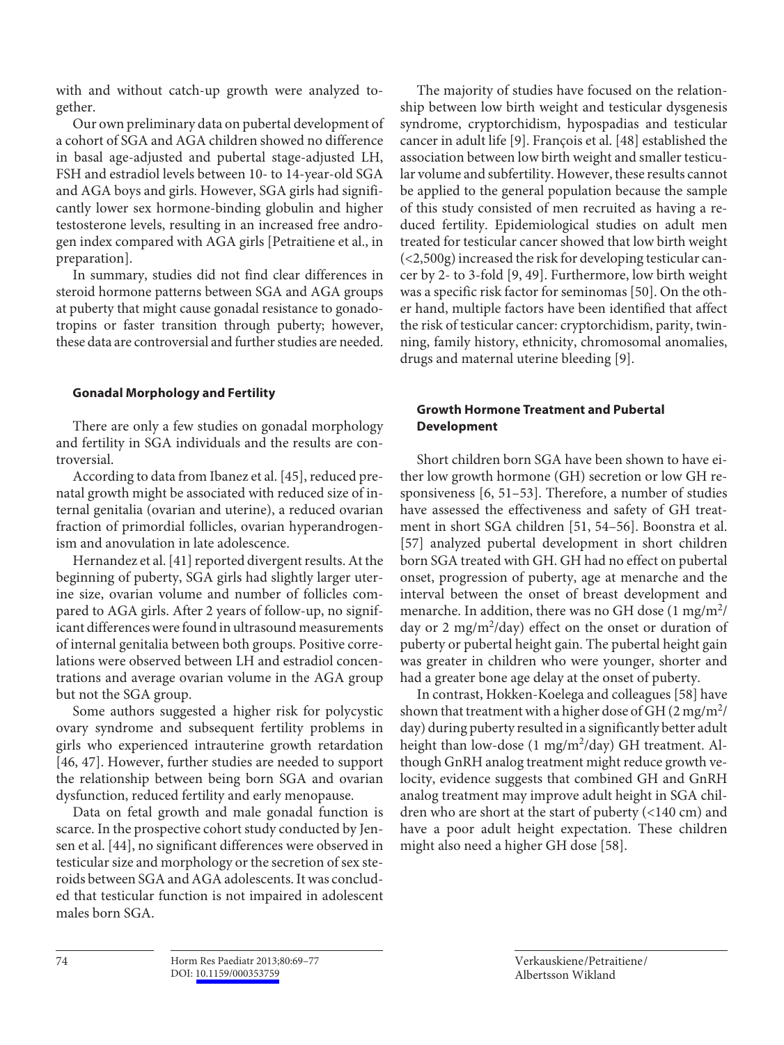with and without catch-up growth were analyzed together.

Our own preliminary data on pubertal development of a cohort of SGA and AGA children showed no difference in basal age-adjusted and pubertal stage-adjusted LH, FSH and estradiol levels between 10- to 14-year-old SGA and AGA boys and girls. However, SGA girls had significantly lower sex hormone-binding globulin and higher testosterone levels, resulting in an increased free androgen index compared with AGA girls [Petraitiene et al., in preparation].

In summary, studies did not find clear differences in steroid hormone patterns between SGA and AGA groups at puberty that might cause gonadal resistance to gonadotropins or faster transition through puberty; however, these data are controversial and further studies are needed.

### Gonadal Morphology and Fertility

There are only a few studies on gonadal morphology and fertility in SGA individuals and the results are controversial.

According to data from Ibanez et al. [45], reduced prenatal growth might be associated with reduced size of internal genitalia (ovarian and uterine), a reduced ovarian fraction of primordial follicles, ovarian hyperandrogenism and anovulation in late adolescence.

Hernandez et al. [41] reported divergent results. At the beginning of puberty, SGA girls had slightly larger uterine size, ovarian volume and number of follicles compared to AGA girls. After 2 years of follow-up, no significant differences were found in ultrasound measurements of internal genitalia between both groups. Positive correlations were observed between LH and estradiol concentrations and average ovarian volume in the AGA group but not the SGA group.

Some authors suggested a higher risk for polycystic ovary syndrome and subsequent fertility problems in girls who experienced intrauterine growth retardation [46, 47]. However, further studies are needed to support the relationship between being born SGA and ovarian dysfunction, reduced fertility and early menopause.

Data on fetal growth and male gonadal function is scarce. In the prospective cohort study conducted by Jensen et al. [44], no significant differences were observed in testicular size and morphology or the secretion of sex steroids between SGA and AGA adolescents. It was concluded that testicular function is not impaired in adolescent males born SGA.

The majority of studies have focused on the relationship between low birth weight and testicular dysgenesis syndrome, cryptorchidism, hypospadias and testicular cancer in adult life [9]. François et al. [48] established the association between low birth weight and smaller testicular volume and subfertility. However, these results cannot be applied to the general population because the sample of this study consisted of men recruited as having a reduced fertility. Epidemiological studies on adult men treated for testicular cancer showed that low birth weight (<2,500g) increased the risk for developing testicular cancer by 2- to 3-fold [9, 49]. Furthermore, low birth weight was a specific risk factor for seminomas [50]. On the other hand, multiple factors have been identified that affect the risk of testicular cancer: cryptorchidism, parity, twinning, family history, ethnicity, chromosomal anomalies, drugs and maternal uterine bleeding [9].

### Growth Hormone Treatment and Pubertal Development

Short children born SGA have been shown to have either low growth hormone (GH) secretion or low GH responsiveness [6, 51–53]. Therefore, a number of studies have assessed the effectiveness and safety of GH treatment in short SGA children [51, 54–56]. Boonstra et al. [57] analyzed pubertal development in short children born SGA treated with GH. GH had no effect on pubertal onset, progression of puberty, age at menarche and the interval between the onset of breast development and menarche. In addition, there was no GH dose (1 mg/m$^2$/day or 2 mg/m$^2$/day) effect on the onset or duration of puberty or pubertal height gain. The pubertal height gain was greater in children who were younger, shorter and had a greater bone age delay at the onset of puberty.

In contrast, Hokken-Koelega and colleagues [58] have shown that treatment with a higher dose of GH (2 mg/m$^2$/day) during puberty resulted in a significantly better adult height than low-dose (1 mg/m$^2$/day) GH treatment. Although GnRH analog treatment might reduce growth velocity, evidence suggests that combined GH and GnRH analog treatment may improve adult height in SGA children who are short at the start of puberty (<140 cm) and have a poor adult height expectation. These children might also need a higher GH dose [58].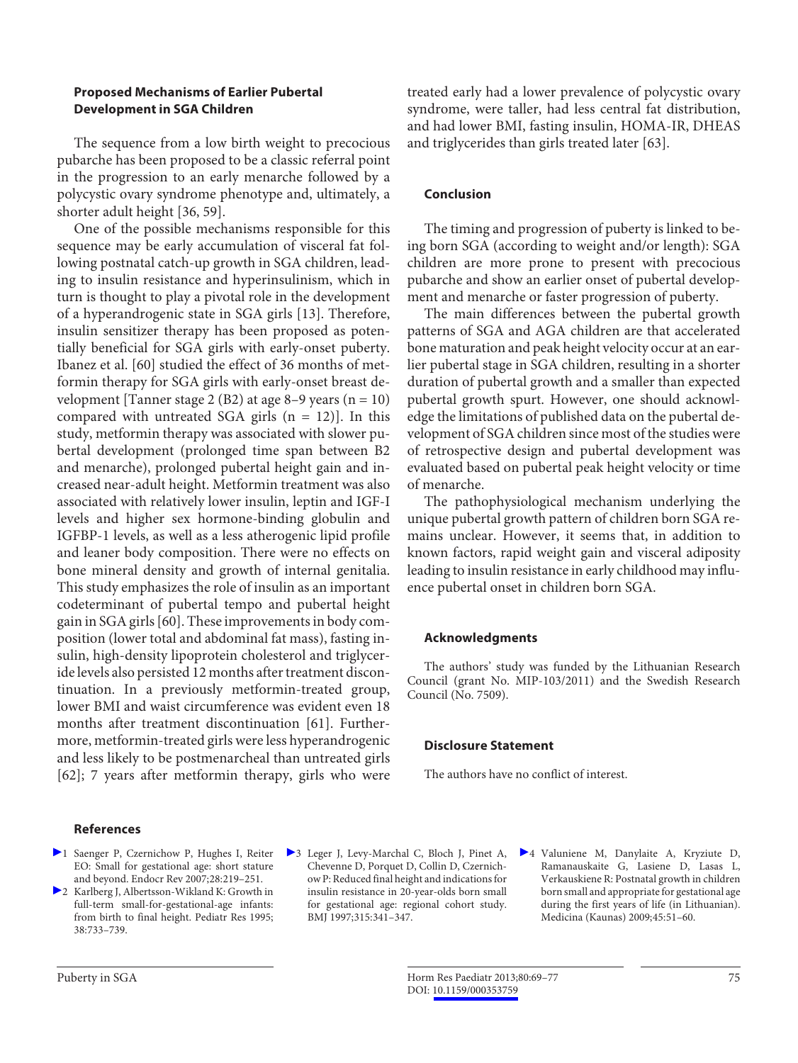### Proposed Mechanisms of Earlier Pubertal Development in SGA Children

The sequence from a low birth weight to precocious pubarche has been proposed to be a classic referral point in the progression to an early menarche followed by a polycystic ovary syndrome phenotype and, ultimately, a shorter adult height [36, 59].

One of the possible mechanisms responsible for this sequence may be early accumulation of visceral fat following postnatal catch-up growth in SGA children, leading to insulin resistance and hyperinsulinism, which in turn is thought to play a pivotal role in the development of a hyperandrogenic state in SGA girls [13]. Therefore, insulin sensitizer therapy has been proposed as potentially beneficial for SGA girls with early-onset puberty. Ibanez et al. [60] studied the effect of 36 months of metformin therapy for SGA girls with early-onset breast development [Tanner stage 2 (B2) at age 8–9 years (n = 10) compared with untreated SGA girls (n = 12)]. In this study, metformin therapy was associated with slower pubertal development (prolonged time span between B2 and menarche), prolonged pubertal height gain and increased near-adult height. Metformin treatment was also associated with relatively lower insulin, leptin and IGF-I levels and higher sex hormone-binding globulin and IGFBP-1 levels, as well as a less atherogenic lipid profile and leaner body composition. There were no effects on bone mineral density and growth of internal genitalia. This study emphasizes the role of insulin as an important codeterminant of pubertal tempo and pubertal height gain in SGA girls [60]. These improvements in body composition (lower total and abdominal fat mass), fasting insulin, high-density lipoprotein cholesterol and triglyceride levels also persisted 12 months after treatment discontinuation. In a previously metformin-treated group, lower BMI and waist circumference was evident even 18 months after treatment discontinuation [61]. Furthermore, metformin-treated girls were less hyperandrogenic and less likely to be postmenarcheal than untreated girls [62]; 7 years after metformin therapy, girls who were treated early had a lower prevalence of polycystic ovary syndrome, were taller, had less central fat distribution, and had lower BMI, fasting insulin, HOMA-IR, DHEAS and triglycerides than girls treated later [63].

### Conclusion

The timing and progression of puberty is linked to being born SGA (according to weight and/or length): SGA children are more prone to present with precocious pubarche and show an earlier onset of pubertal development and menarche or faster progression of puberty.

The main differences between the pubertal growth patterns of SGA and AGA children are that accelerated bone maturation and peak height velocity occur at an earlier pubertal stage in SGA children, resulting in a shorter duration of pubertal growth and a smaller than expected pubertal growth spurt. However, one should acknowledge the limitations of published data on the pubertal development of SGA children since most of the studies were of retrospective design and pubertal development was evaluated based on pubertal peak height velocity or time of menarche.

The pathophysiological mechanism underlying the unique pubertal growth pattern of children born SGA remains unclear. However, it seems that, in addition to known factors, rapid weight gain and visceral adiposity leading to insulin resistance in early childhood may influence pubertal onset in children born SGA.

### Acknowledgments

The authors' study was funded by the Lithuanian Research Council (grant No. MIP-103/2011) and the Swedish Research Council (No. 7509).

### Disclosure Statement

The authors have no conflict of interest.

### References

1. Saenger P, Czernichow P, Hughes I, Reiter EO: Small for gestational age: short stature and beyond. Endocr Rev 2007;28:219–251.
2. Karlberg J, Albertsson-Wikland K: Growth in full-term small-for-gestational-age infants: from birth to final height. Pediatr Res 1995; 38:733–739.
3. Leger J, Levy-Marchal C, Bloch J, Pinet A, Chevenne D, Porquet D, Collin D, Czernichow P: Reduced final height and indications for insulin resistance in 20-year-olds born small for gestational age: regional cohort study. BMJ 1997;315:341–347.
4. Valuniene M, Danylaite A, Kryziute D, Ramanauskaite G, Lasiene D, Lasas L, Verkauskiene R: Postnatal growth in children born small and appropriate for gestational age during the first years of life (in Lithuanian). Medicina (Kaunas) 2009;45:51–60.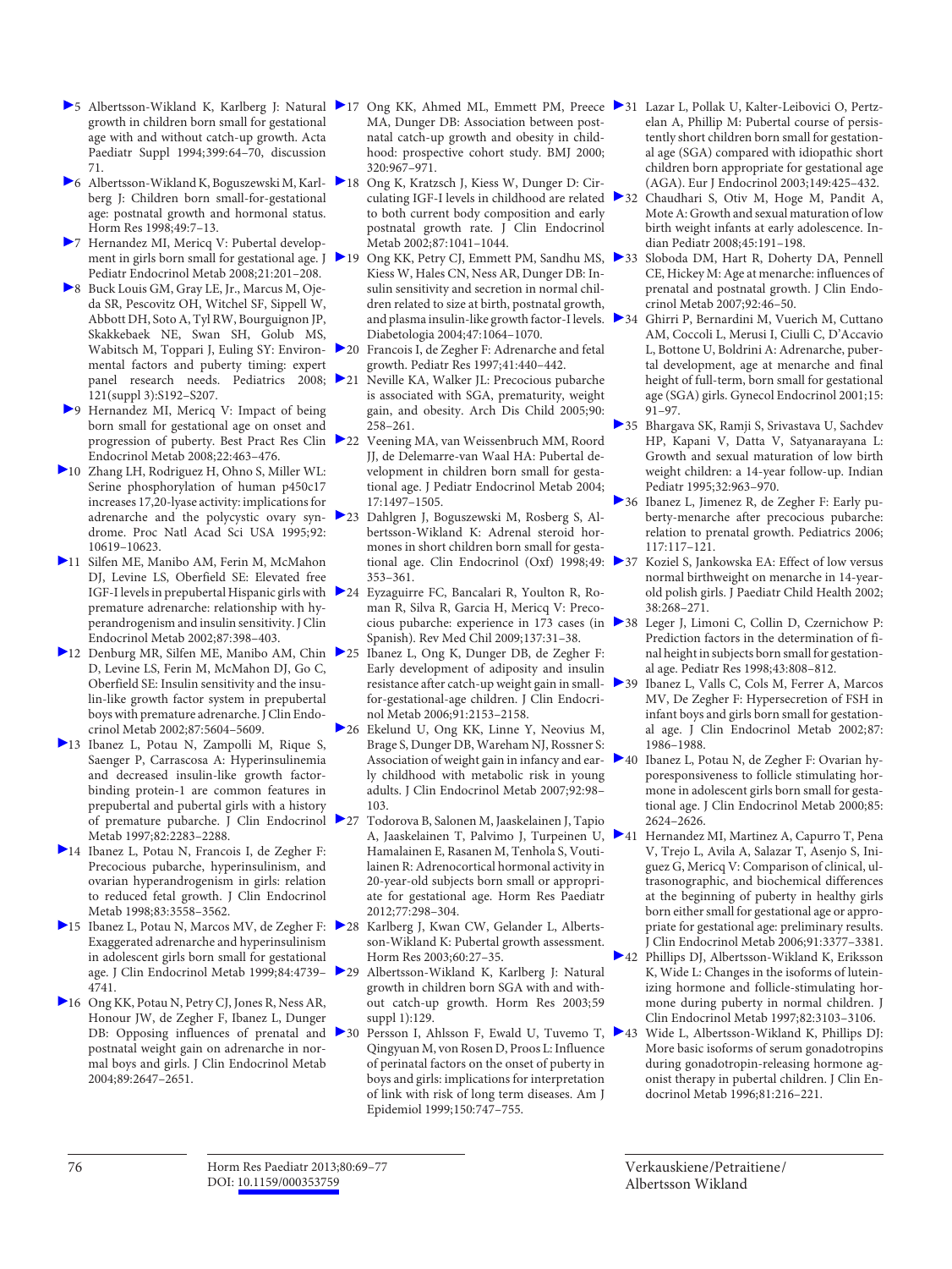5 Albertsson-Wikland K, Karlberg J: Natural growth in children born small for gestational age with and without catch-up growth. Acta Paediatr Suppl 1994;399:64–70, discussion 71.

6 Albertsson-Wikland K, Boguszewski M, Karlberg J: Children born small-for-gestational age: postnatal growth and hormonal status. Horm Res 1998;49:7–13.

7 Hernandez MI, Mericq V: Pubertal development in girls born small for gestational age. J Pediatr Endocrinol Metab 2008;21:201–208.

8 Buck Louis GM, Gray LE, Jr., Marcus M, Ojeda SR, Pescovitz OH, Witchel SF, Sippell W, Abbott DH, Soto A, Tyl RW, Bourguignon JP, Skakkebaek NE, Swan SH, Golub MS, Wabitsch M, Toppari J, Euling SY: Environmental factors and puberty timing: expert panel research needs. Pediatrics 2008; 121(suppl 3):S192–S207.

9 Hernandez MI, Mericq V: Impact of being born small for gestational age on onset and progression of puberty. Best Pract Res Clin Endocrinol Metab 2008;22:463–476.

10 Zhang LH, Rodriguez H, Ohno S, Miller WL: Serine phosphorylation of human p450c17 increases 17,20-lyase activity: implications for adrenarche and the polycystic ovary syndrome. Proc Natl Acad Sci USA 1995;92: 10619–10623.

11 Silfen ME, Manibo AM, Ferin M, McMahon DJ, Levine LS, Oberfield SE: Elevated free IGF-I levels in prepubertal Hispanic girls with premature adrenarche: relationship with hyperandrogenism and insulin sensitivity. J Clin Endocrinol Metab 2002;87:398–403.

12 Denburg MR, Silfen ME, Manibo AM, Chin D, Levine LS, Ferin M, McMahon DJ, Go C, Oberfield SE: Insulin sensitivity and the insulin-like growth factor system in prepubertal boys with premature adrenarche. J Clin Endocrinol Metab 2002;87:5604–5609.

13 Ibanez L, Potau N, Zampolli M, Rique S, Saenger P, Carrascosa A: Hyperinsulinemia and decreased insulin-like growth factor-binding protein-1 are common features in prepubertal and pubertal girls with a history of premature pubarche. J Clin Endocrinol Metab 1997;82:2283–2288.

14 Ibanez L, Potau N, Francois I, de Zegher F: Precocious pubarche, hyperinsulinism, and ovarian hyperandrogenism in girls: relation to reduced fetal growth. J Clin Endocrinol Metab 1998;83:3558–3562.

15 Ibanez L, Potau N, Marcos MV, de Zegher F: Exaggerated adrenarche and hyperinsulinism in adolescent girls born small for gestational age. J Clin Endocrinol Metab 1999;84:4739–4741.

16 Ong KK, Potau N, Petry CJ, Jones R, Ness AR, Honour JW, de Zegher F, Ibanez L, Dunger DB: Opposing influences of prenatal and postnatal weight gain on adrenarche in normal boys and girls. J Clin Endocrinol Metab 2004;89:2647–2651.

17 Ong KK, Ahmed ML, Emmett PM, Preece MA, Dunger DB: Association between postnatal catch-up growth and obesity in childhood: prospective cohort study. BMJ 2000; 320:967–971.

18 Ong K, Kratzsch J, Kiess W, Dunger D: Circulating IGF-I levels in childhood are related to both current body composition and early postnatal growth rate. J Clin Endocrinol Metab 2002;87:1041–1044.

19 Ong KK, Petry CJ, Emmett PM, Sandhu MS, Kiess W, Hales CN, Ness AR, Dunger DB: Insulin sensitivity and secretion in normal children related to size at birth, postnatal growth, and plasma insulin-like growth factor-I levels. Diabetologia 2004;47:1064–1070.

20 Francois I, de Zegher F: Adrenarche and fetal growth. Pediatr Res 1997;41:440–442.

21 Neville KA, Walker JL: Precocious pubarche is associated with SGA, prematurity, weight gain, and obesity. Arch Dis Child 2005;90: 258–261.

22 Veening MA, van Weissenbruch MM, Roord JJ, de Delemarre-van Waal HA: Pubertal development in children born small for gestational age. J Pediatr Endocrinol Metab 2004; 17:1497–1505.

23 Dahlgren J, Boguszewski M, Rosberg S, Albertsson-Wikland K: Adrenal steroid hormones in short children born small for gestational age. Clin Endocrinol (Oxf) 1998;49: 353–361.

24 Eyzaguirre FC, Bancalari R, Youlton R, Roman R, Silva R, Garcia H, Mericq V: Precocious pubarche: experience in 173 cases (in Spanish). Rev Med Chil 2009;137:31–38.

25 Ibanez L, Ong K, Dunger DB, de Zegher F: Early development of adiposity and insulin resistance after catch-up weight gain in small-for-gestational-age children. J Clin Endocrinol Metab 2006;91:2153–2158.

26 Ekelund U, Ong KK, Linne Y, Neovius M, Brage S, Dunger DB, Wareham NJ, Rossner S: Association of weight gain in infancy and early childhood with metabolic risk in young adults. J Clin Endocrinol Metab 2007;92:98–103.

27 Todorova B, Salonen M, Jaaskelainen J, Tapio A, Jaaskelainen T, Palvimo J, Turpeinen U, Hamalainen E, Rasanen M, Tenhola S, Voutilainen R: Adrenocortical hormonal activity in 20-year-old subjects born small or appropriate for gestational age. Horm Res Paediatr 2012;77:298–304.

28 Karlberg J, Kwan CW, Gelander L, Albertsson-Wikland K: Pubertal growth assessment. Horm Res 2003;60:27–35.

29 Albertsson-Wikland K, Karlberg J: Natural growth in children born SGA with and without catch-up growth. Horm Res 2003;59 suppl 1):129.

30 Persson I, Ahlsson F, Ewald U, Tuvemo T, Qingyuan M, von Rosen D, Proos L: Influence of perinatal factors on the onset of puberty in boys and girls: implications for interpretation of link with risk of long term diseases. Am J Epidemiol 1999;150:747–755.

31 Lazar L, Pollak U, Kalter-Leibovici O, Pertzelan A, Phillip M: Pubertal course of persistently short children born small for gestational age (SGA) compared with idiopathic short children born appropriate for gestational age (AGA). Eur J Endocrinol 2003;149:425–432.

32 Chaudhari S, Otiv M, Hoge M, Pandit A, Mote A: Growth and sexual maturation of low birth weight infants at early adolescence. Indian Pediatr 2008;45:191–198.

33 Sloboda DM, Hart R, Doherty DA, Pennell CE, Hickey M: Age at menarche: influences of prenatal and postnatal growth. J Clin Endocrinol Metab 2007;92:46–50.

34 Ghirri P, Bernardini M, Vuerich M, Cuttano AM, Coccoli L, Merusi I, Ciulli C, D'Accavio L, Bottone U, Boldrini A: Adrenarche, pubertal development, age at menarche and final height of full-term, born small for gestational age (SGA) girls. Gynecol Endocrinol 2001;15: 91–97.

35 Bhargava SK, Ramji S, Srivastava U, Sachdev HP, Kapani V, Datta V, Satyanarayana L: Growth and sexual maturation of low birth weight children: a 14-year follow-up. Indian Pediatr 1995;32:963–970.

36 Ibanez L, Jimenez R, de Zegher F: Early puberty-menarche after precocious pubarche: relation to prenatal growth. Pediatrics 2006; 117:117–121.

37 Koziel S, Jankowska EA: Effect of low versus normal birthweight on menarche in 14-year-old polish girls. J Paediatr Child Health 2002; 38:268–271.

38 Leger J, Limoni C, Collin D, Czernichow P: Prediction factors in the determination of final height in subjects born small for gestational age. Pediatr Res 1998;43:808–812.

39 Ibanez L, Valls C, Cols M, Ferrer A, Marcos MV, De Zegher F: Hypersecretion of FSH in infant boys and girls born small for gestational age. J Clin Endocrinol Metab 2002;87: 1986–1988.

40 Ibanez L, Potau N, de Zegher F: Ovarian hyporesponsiveness to follicle stimulating hormone in adolescent girls born small for gestational age. J Clin Endocrinol Metab 2000;85: 2624–2626.

41 Hernandez MI, Martinez A, Capurro T, Pena V, Trejo L, Avila A, Salazar T, Asenjo S, Iniguez G, Mericq V: Comparison of clinical, ultrasonographic, and biochemical differences at the beginning of puberty in healthy girls born either small for gestational age or appropriate for gestational age: preliminary results. J Clin Endocrinol Metab 2006;91:3377–3381.

42 Phillips DJ, Albertsson-Wikland K, Eriksson K, Wide L: Changes in the isoforms of luteinizing hormone and follicle-stimulating hormone during puberty in normal children. J Clin Endocrinol Metab 1997;82:3103–3106.

43 Wide L, Albertsson-Wikland K, Phillips DJ: More basic isoforms of serum gonadotropins during gonadotropin-releasing hormone agonist therapy in pubertal children. J Clin Endocrinol Metab 1996;81:216–221.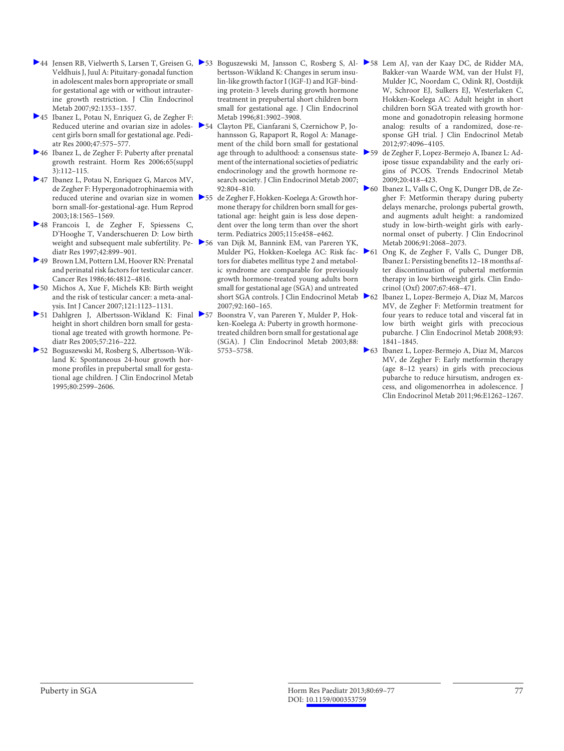44 Jensen RB, Vielwerth S, Larsen T, Greisen G, Veldhuis J, Juul A: Pituitary-gonadal function in adolescent males born appropriate or small for gestational age with or without intrauterine growth restriction. J Clin Endocrinol Metab 2007;92:1353–1357.

45 Ibanez L, Potau N, Enriquez G, de Zegher F: Reduced uterine and ovarian size in adolescent girls born small for gestational age. Pediatr Res 2000;47:575–577.

46 Ibanez L, de Zegher F: Puberty after prenatal growth restraint. Horm Res 2006;65(suppl 3):112–115.

47 Ibanez L, Potau N, Enriquez G, Marcos MV, de Zegher F: Hypergonadotrophinaemia with reduced uterine and ovarian size in women born small-for-gestational-age. Hum Reprod 2003;18:1565–1569.

48 Francois I, de Zegher F, Spiessens C, D'Hooghe T, Vanderschueren D: Low birth weight and subsequent male subfertility. Pediatr Res 1997;42:899–901.

49 Brown LM, Pottern LM, Hoover RN: Prenatal and perinatal risk factors for testicular cancer. Cancer Res 1986;46:4812–4816.

50 Michos A, Xue F, Michels KB: Birth weight and the risk of testicular cancer: a meta-analysis. Int J Cancer 2007;121:1123–1131.

51 Dahlgren J, Albertsson-Wikland K: Final height in short children born small for gestational age treated with growth hormone. Pediatr Res 2005;57:216–222.

52 Boguszewski M, Rosberg S, Albertsson-Wikland K: Spontaneous 24-hour growth hormone profiles in prepubertal small for gestational age children. J Clin Endocrinol Metab 1995;80:2599–2606.

53 Boguszewski M, Jansson C, Rosberg S, Albertsson-Wikland K: Changes in serum insulin-like growth factor I (IGF-I) and IGF-binding protein-3 levels during growth hormone treatment in prepubertal short children born small for gestational age. J Clin Endocrinol Metab 1996;81:3902–3908.

54 Clayton PE, Cianfarani S, Czernichow P, Johannsson G, Rapaport R, Rogol A: Management of the child born small for gestational age through to adulthood: a consensus statement of the international societies of pediatric endocrinology and the growth hormone research society. J Clin Endocrinol Metab 2007; 92:804–810.

55 de Zegher F, Hokken-Koelega A: Growth hormone therapy for children born small for gestational age: height gain is less dose dependent over the long term than over the short term. Pediatrics 2005;115:e458–e462.

56 van Dijk M, Bannink EM, van Pareren YK, Mulder PG, Hokken-Koelega AC: Risk factors for diabetes mellitus type 2 and metabolic syndrome are comparable for previously growth hormone-treated young adults born small for gestational age (SGA) and untreated short SGA controls. J Clin Endocrinol Metab 2007;92:160–165.

57 Boonstra V, van Pareren Y, Mulder P, Hokken-Koelega A: Puberty in growth hormone-treated children born small for gestational age (SGA). J Clin Endocrinol Metab 2003;88: 5753–5758.

58 Lem AJ, van der Kaay DC, de Ridder MA, Bakker-van Waarde WM, van der Hulst FJ, Mulder JC, Noordam C, Odink RJ, Oostdijk W, Schroor EJ, Sulkers EJ, Westerlaken C, Hokken-Koelega AC: Adult height in short children born SGA treated with growth hormone and gonadotropin releasing hormone analog: results of a randomized, dose-response GH trial. J Clin Endocrinol Metab 2012;97:4096–4105.

59 de Zegher F, Lopez-Bermejo A, Ibanez L: Adipose tissue expandability and the early origins of PCOS. Trends Endocrinol Metab 2009;20:418–423.

60 Ibanez L, Valls C, Ong K, Dunger DB, de Zegher F: Metformin therapy during puberty delays menarche, prolongs pubertal growth, and augments adult height: a randomized study in low-birth-weight girls with early-normal onset of puberty. J Clin Endocrinol Metab 2006;91:2068–2073.

61 Ong K, de Zegher F, Valls C, Dunger DB, Ibanez L: Persisting benefits 12–18 months after discontinuation of pubertal metformin therapy in low birthweight girls. Clin Endocrinol (Oxf) 2007;67:468–471.

62 Ibanez L, Lopez-Bermejo A, Diaz M, Marcos MV, de Zegher F: Metformin treatment for four years to reduce total and visceral fat in low birth weight girls with precocious pubarche. J Clin Endocrinol Metab 2008;93: 1841–1845.

63 Ibanez L, Lopez-Bermejo A, Diaz M, Marcos MV, de Zegher F: Early metformin therapy (age 8–12 years) in girls with precocious pubarche to reduce hirsutism, androgen excess, and oligomenorrhea in adolescence. J Clin Endocrinol Metab 2011;96:E1262–1267.